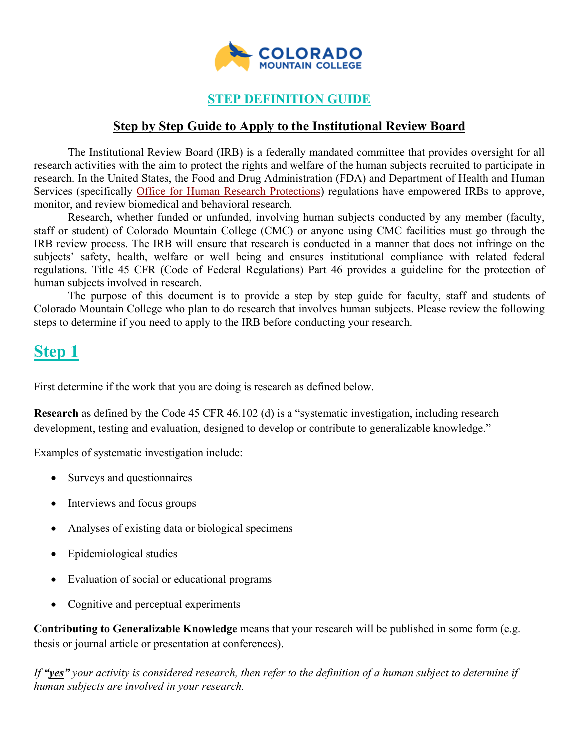COLORADO MOUNTAIN COLLEGE

# STEP DEFINITION GUIDE

## Step by Step Guide to Apply to the Institutional Review Board

The Institutional Review Board (IRB) is a federally mandated committee that provides oversight for all research activities with the aim to protect the rights and welfare of the human subjects recruited to participate in research. In the United States, the Food and Drug Administration (FDA) and Department of Health and Human Services (specifically Office for Human Research Protections) regulations have empowered IRBs to approve, monitor, and review biomedical and behavioral research.

Research, whether funded or unfunded, involving human subjects conducted by any member (faculty, staff or student) of Colorado Mountain College (CMC) or anyone using CMC facilities must go through the IRB review process. The IRB will ensure that research is conducted in a manner that does not infringe on the subjects' safety, health, welfare or well being and ensures institutional compliance with related federal regulations. Title 45 CFR (Code of Federal Regulations) Part 46 provides a guideline for the protection of human subjects involved in research.

The purpose of this document is to provide a step by step guide for faculty, staff and students of Colorado Mountain College who plan to do research that involves human subjects. Please review the following steps to determine if you need to apply to the IRB before conducting your research.

# Step 1

First determine if the work that you are doing is research as defined below.

**Research** as defined by the Code 45 CFR 46.102 (d) is a "systematic investigation, including research development, testing and evaluation, designed to develop or contribute to generalizable knowledge."

Examples of systematic investigation include:

- Surveys and questionnaires
- Interviews and focus groups
- Analyses of existing data or biological specimens
- Epidemiological studies
- Evaluation of social or educational programs
- Cognitive and perceptual experiments

**Contributing to Generalizable Knowledge** means that your research will be published in some form (e.g. thesis or journal article or presentation at conferences).

*If **"yes"** your activity is considered research, then refer to the definition of a human subject to determine if human subjects are involved in your research.*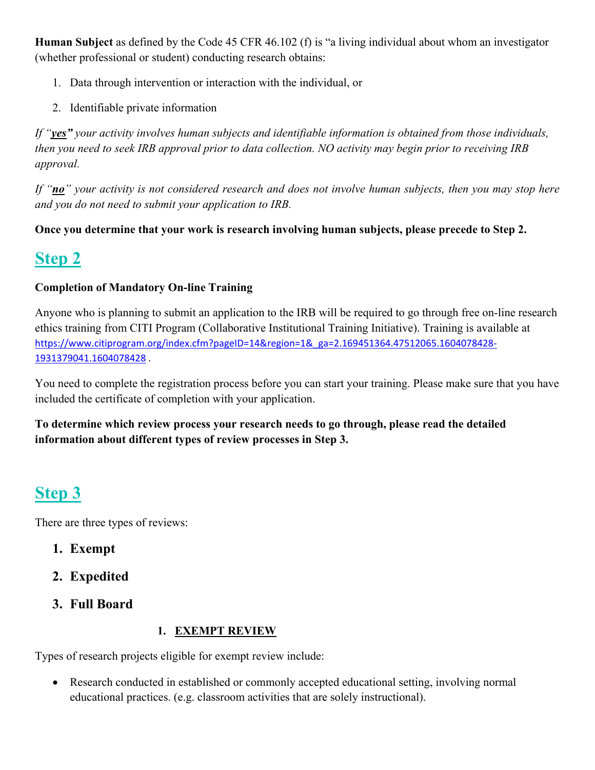**Human Subject** as defined by the Code 45 CFR 46.102 (f) is "a living individual about whom an investigator (whether professional or student) conducting research obtains:

1. Data through intervention or interaction with the individual, or
2. Identifiable private information

*If "**yes**" your activity involves human subjects and identifiable information is obtained from those individuals, then you need to seek IRB approval prior to data collection. NO activity may begin prior to receiving IRB approval.*

*If "**no**" your activity is not considered research and does not involve human subjects, then you may stop here and you do not need to submit your application to IRB.*

**Once you determine that your work is research involving human subjects, please precede to Step 2.**

## Step 2

**Completion of Mandatory On-line Training**

Anyone who is planning to submit an application to the IRB will be required to go through free on-line research ethics training from CITI Program (Collaborative Institutional Training Initiative). Training is available at https://www.citiprogram.org/index.cfm?pageID=14&region=1&_ga=2.169451364.47512065.1604078428-1931379041.1604078428 .

You need to complete the registration process before you can start your training. Please make sure that you have included the certificate of completion with your application.

**To determine which review process your research needs to go through, please read the detailed information about different types of review processes in Step 3.**

## Step 3

There are three types of reviews:

1. **Exempt**
2. **Expedited**
3. **Full Board**

### 1. EXEMPT REVIEW

Types of research projects eligible for exempt review include:

- Research conducted in established or commonly accepted educational setting, involving normal educational practices. (e.g. classroom activities that are solely instructional).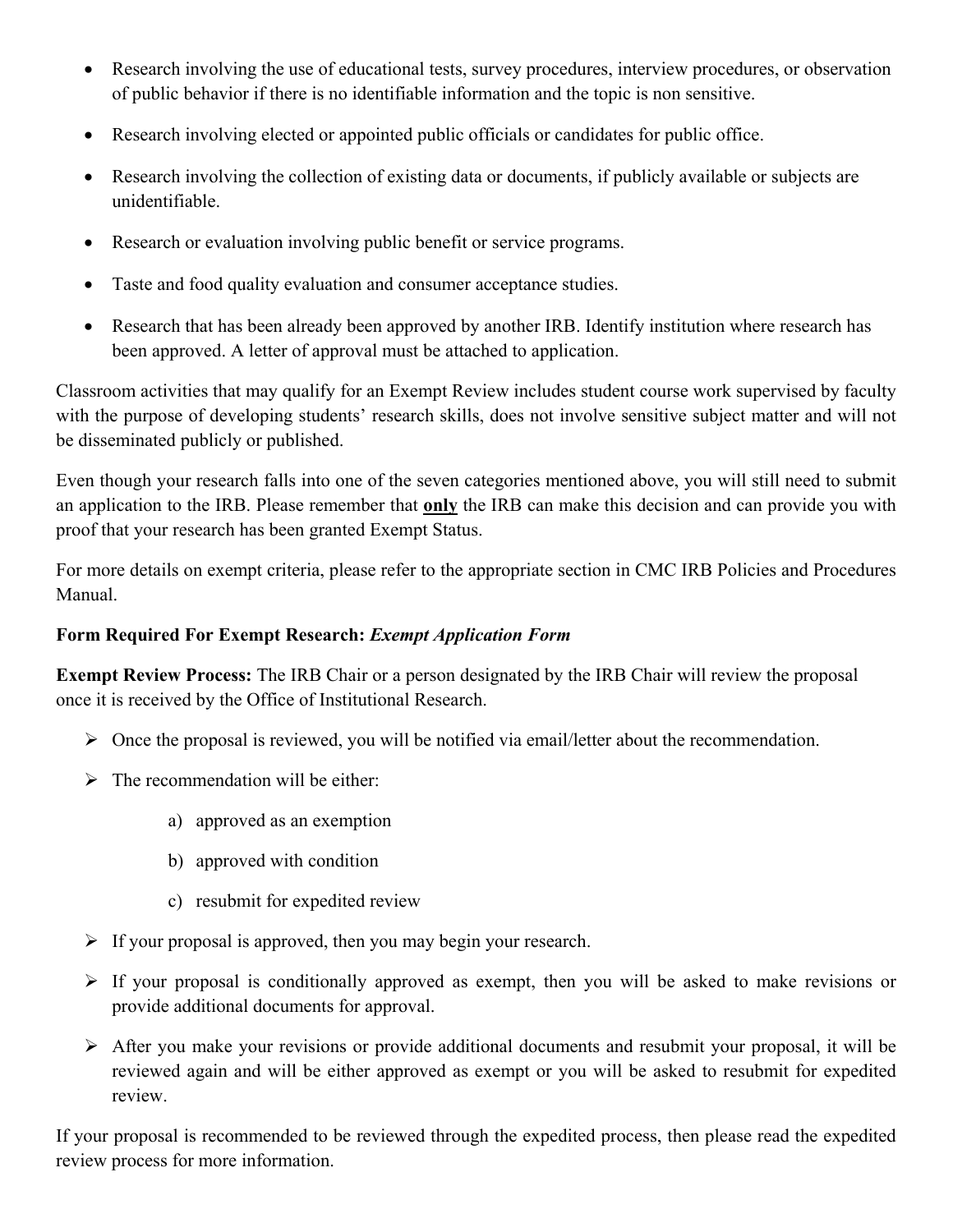- Research involving the use of educational tests, survey procedures, interview procedures, or observation of public behavior if there is no identifiable information and the topic is non sensitive.
- Research involving elected or appointed public officials or candidates for public office.
- Research involving the collection of existing data or documents, if publicly available or subjects are unidentifiable.
- Research or evaluation involving public benefit or service programs.
- Taste and food quality evaluation and consumer acceptance studies.
- Research that has been already been approved by another IRB. Identify institution where research has been approved. A letter of approval must be attached to application.

Classroom activities that may qualify for an Exempt Review includes student course work supervised by faculty with the purpose of developing students' research skills, does not involve sensitive subject matter and will not be disseminated publicly or published.

Even though your research falls into one of the seven categories mentioned above, you will still need to submit an application to the IRB. Please remember that **<u>only</u>** the IRB can make this decision and can provide you with proof that your research has been granted Exempt Status.

For more details on exempt criteria, please refer to the appropriate section in CMC IRB Policies and Procedures Manual.

**Form Required For Exempt Research: *Exempt Application Form***

**Exempt Review Process:** The IRB Chair or a person designated by the IRB Chair will review the proposal once it is received by the Office of Institutional Research.

- Once the proposal is reviewed, you will be notified via email/letter about the recommendation.
- The recommendation will be either:
    a) approved as an exemption
    b) approved with condition
    c) resubmit for expedited review
- If your proposal is approved, then you may begin your research.
- If your proposal is conditionally approved as exempt, then you will be asked to make revisions or provide additional documents for approval.
- After you make your revisions or provide additional documents and resubmit your proposal, it will be reviewed again and will be either approved as exempt or you will be asked to resubmit for expedited review.

If your proposal is recommended to be reviewed through the expedited process, then please read the expedited review process for more information.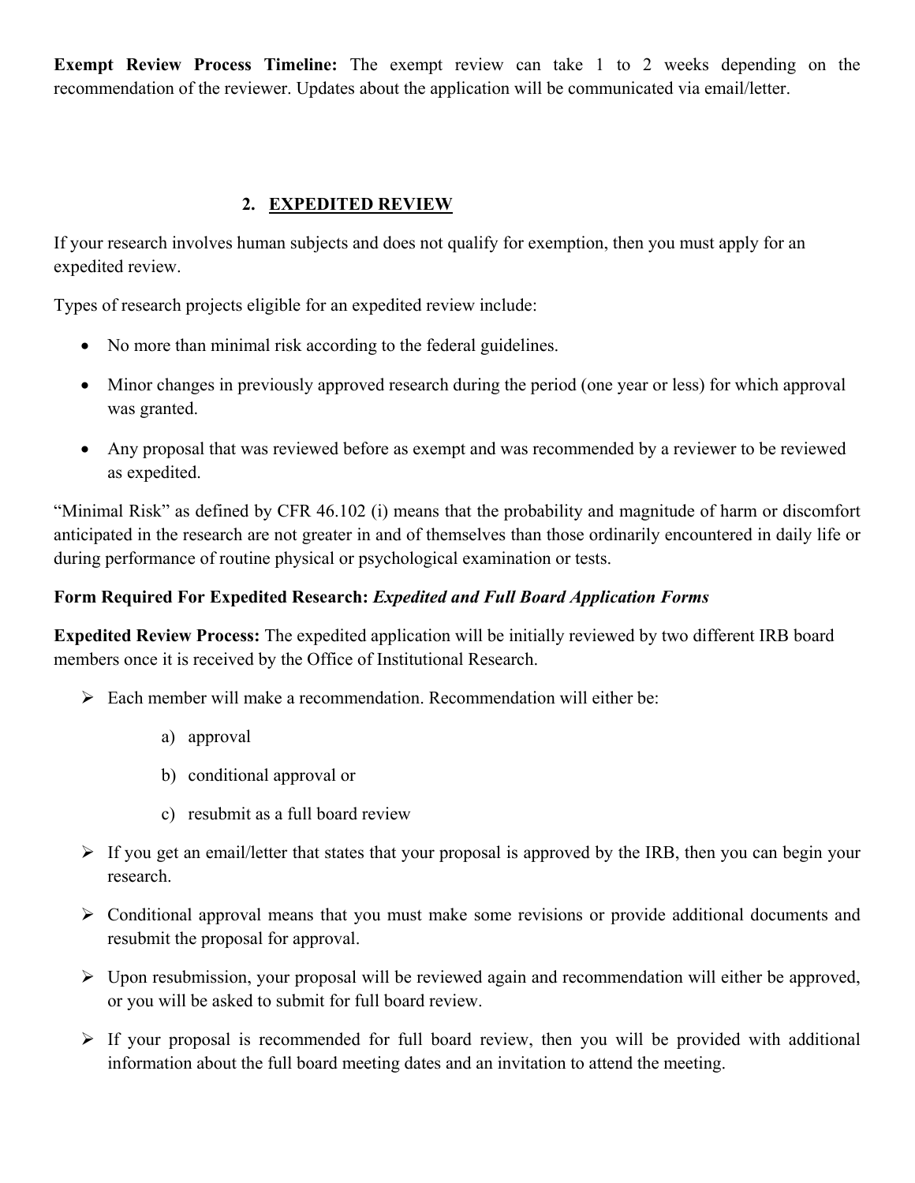**Exempt Review Process Timeline:** The exempt review can take 1 to 2 weeks depending on the recommendation of the reviewer. Updates about the application will be communicated via email/letter.

## 2. EXPEDITED REVIEW

If your research involves human subjects and does not qualify for exemption, then you must apply for an expedited review.

Types of research projects eligible for an expedited review include:

- No more than minimal risk according to the federal guidelines.
- Minor changes in previously approved research during the period (one year or less) for which approval was granted.
- Any proposal that was reviewed before as exempt and was recommended by a reviewer to be reviewed as expedited.

"Minimal Risk" as defined by CFR 46.102 (i) means that the probability and magnitude of harm or discomfort anticipated in the research are not greater in and of themselves than those ordinarily encountered in daily life or during performance of routine physical or psychological examination or tests.

**Form Required For Expedited Research:** ***Expedited and Full Board Application Forms***

**Expedited Review Process:** The expedited application will be initially reviewed by two different IRB board members once it is received by the Office of Institutional Research.

- Each member will make a recommendation. Recommendation will either be:
    - a) approval
    - b) conditional approval or
    - c) resubmit as a full board review
- If you get an email/letter that states that your proposal is approved by the IRB, then you can begin your research.
- Conditional approval means that you must make some revisions or provide additional documents and resubmit the proposal for approval.
- Upon resubmission, your proposal will be reviewed again and recommendation will either be approved, or you will be asked to submit for full board review.
- If your proposal is recommended for full board review, then you will be provided with additional information about the full board meeting dates and an invitation to attend the meeting.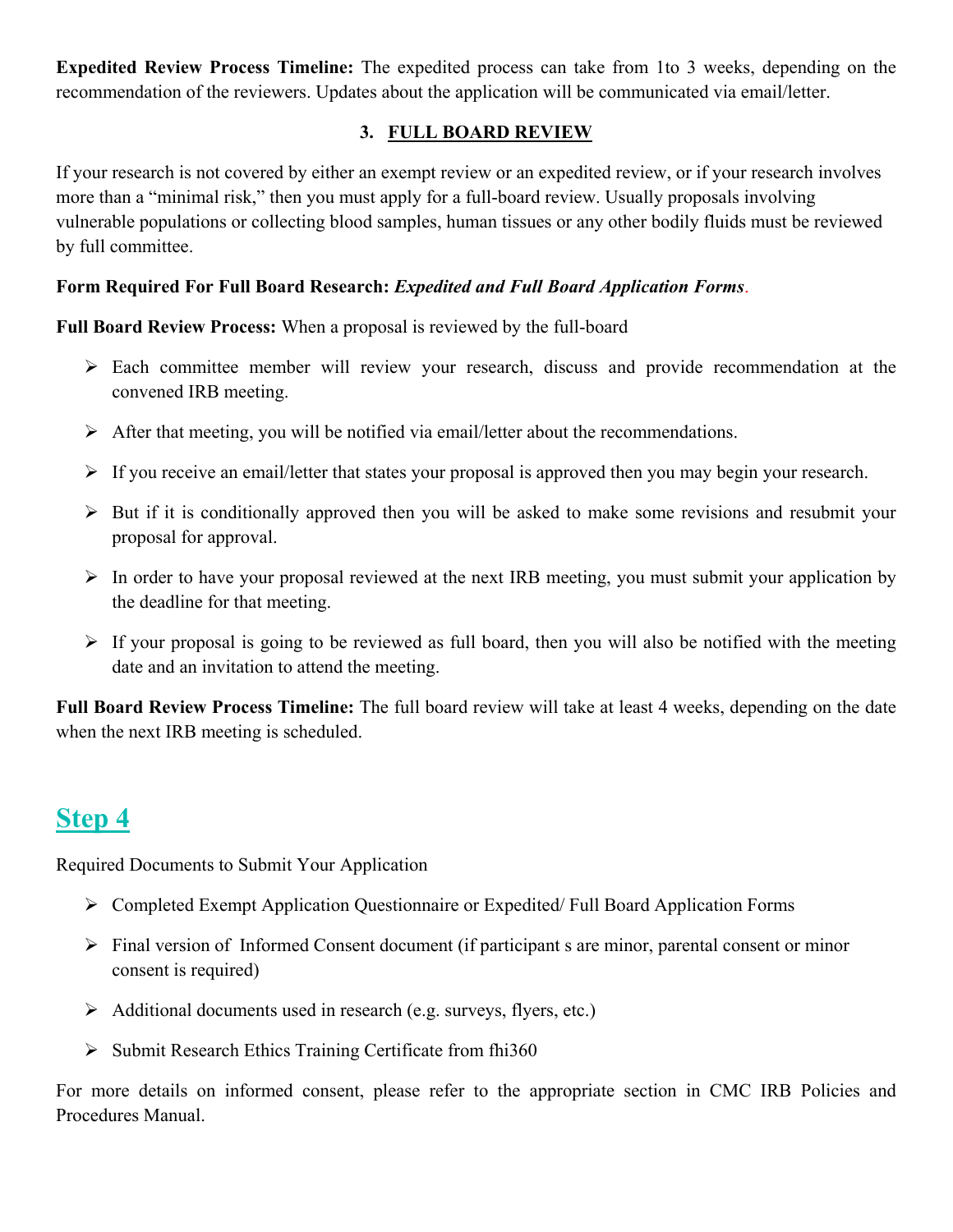**Expedited Review Process Timeline:** The expedited process can take from 1to 3 weeks, depending on the recommendation of the reviewers. Updates about the application will be communicated via email/letter.

### 3. FULL BOARD REVIEW

If your research is not covered by either an exempt review or an expedited review, or if your research involves more than a "minimal risk," then you must apply for a full-board review. Usually proposals involving vulnerable populations or collecting blood samples, human tissues or any other bodily fluids must be reviewed by full committee.

**Form Required For Full Board Research:** ***Expedited and Full Board Application Forms***.

**Full Board Review Process:** When a proposal is reviewed by the full-board

- Each committee member will review your research, discuss and provide recommendation at the convened IRB meeting.
- After that meeting, you will be notified via email/letter about the recommendations.
- If you receive an email/letter that states your proposal is approved then you may begin your research.
- But if it is conditionally approved then you will be asked to make some revisions and resubmit your proposal for approval.
- In order to have your proposal reviewed at the next IRB meeting, you must submit your application by the deadline for that meeting.
- If your proposal is going to be reviewed as full board, then you will also be notified with the meeting date and an invitation to attend the meeting.

**Full Board Review Process Timeline:** The full board review will take at least 4 weeks, depending on the date when the next IRB meeting is scheduled.

## Step 4

Required Documents to Submit Your Application

- Completed Exempt Application Questionnaire or Expedited/ Full Board Application Forms
- Final version of Informed Consent document (if participant s are minor, parental consent or minor consent is required)
- Additional documents used in research (e.g. surveys, flyers, etc.)
- Submit Research Ethics Training Certificate from fhi360

For more details on informed consent, please refer to the appropriate section in CMC IRB Policies and Procedures Manual.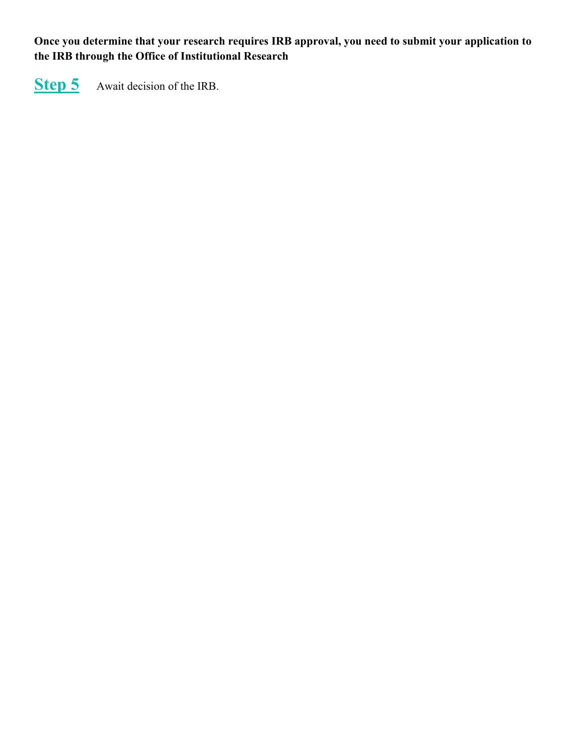**Once you determine that your research requires IRB approval, you need to submit your application to the IRB through the Office of Institutional Research**

**Step 5** Await decision of the IRB.